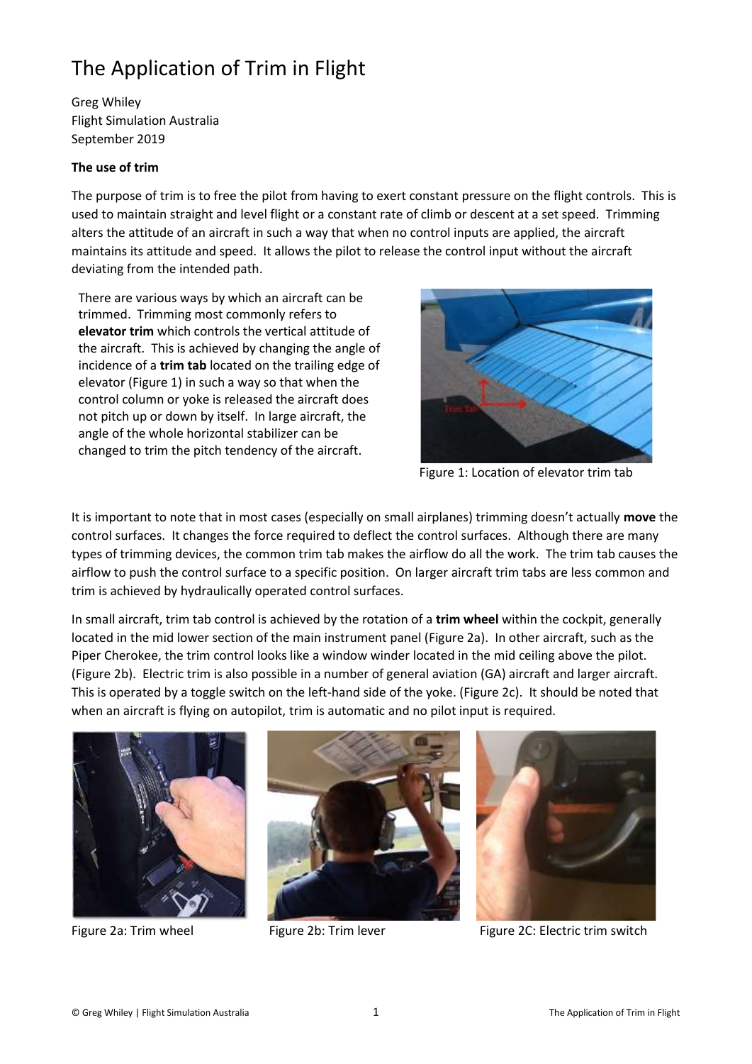# The Application of Trim in Flight

Greg Whiley
Flight Simulation Australia
September 2019

**The use of trim**

The purpose of trim is to free the pilot from having to exert constant pressure on the flight controls. This is used to maintain straight and level flight or a constant rate of climb or descent at a set speed. Trimming alters the attitude of an aircraft in such a way that when no control inputs are applied, the aircraft maintains its attitude and speed. It allows the pilot to release the control input without the aircraft deviating from the intended path.

There are various ways by which an aircraft can be trimmed. Trimming most commonly refers to **elevator trim** which controls the vertical attitude of the aircraft. This is achieved by changing the angle of incidence of a **trim tab** located on the trailing edge of elevator (Figure 1) in such a way so that when the control column or yoke is released the aircraft does not pitch up or down by itself. In large aircraft, the angle of the whole horizontal stabilizer can be changed to trim the pitch tendency of the aircraft.

Figure 1: Location of elevator trim tab

It is important to note that in most cases (especially on small airplanes) trimming doesn't actually **move** the control surfaces. It changes the force required to deflect the control surfaces. Although there are many types of trimming devices, the common trim tab makes the airflow do all the work. The trim tab causes the airflow to push the control surface to a specific position. On larger aircraft trim tabs are less common and trim is achieved by hydraulically operated control surfaces.

In small aircraft, trim tab control is achieved by the rotation of a **trim wheel** within the cockpit, generally located in the mid lower section of the main instrument panel (Figure 2a). In other aircraft, such as the Piper Cherokee, the trim control looks like a window winder located in the mid ceiling above the pilot. (Figure 2b). Electric trim is also possible in a number of general aviation (GA) aircraft and larger aircraft. This is operated by a toggle switch on the left-hand side of the yoke. (Figure 2c). It should be noted that when an aircraft is flying on autopilot, trim is automatic and no pilot input is required.

Figure 2a: Trim wheel

Figure 2b: Trim lever

Figure 2C: Electric trim switch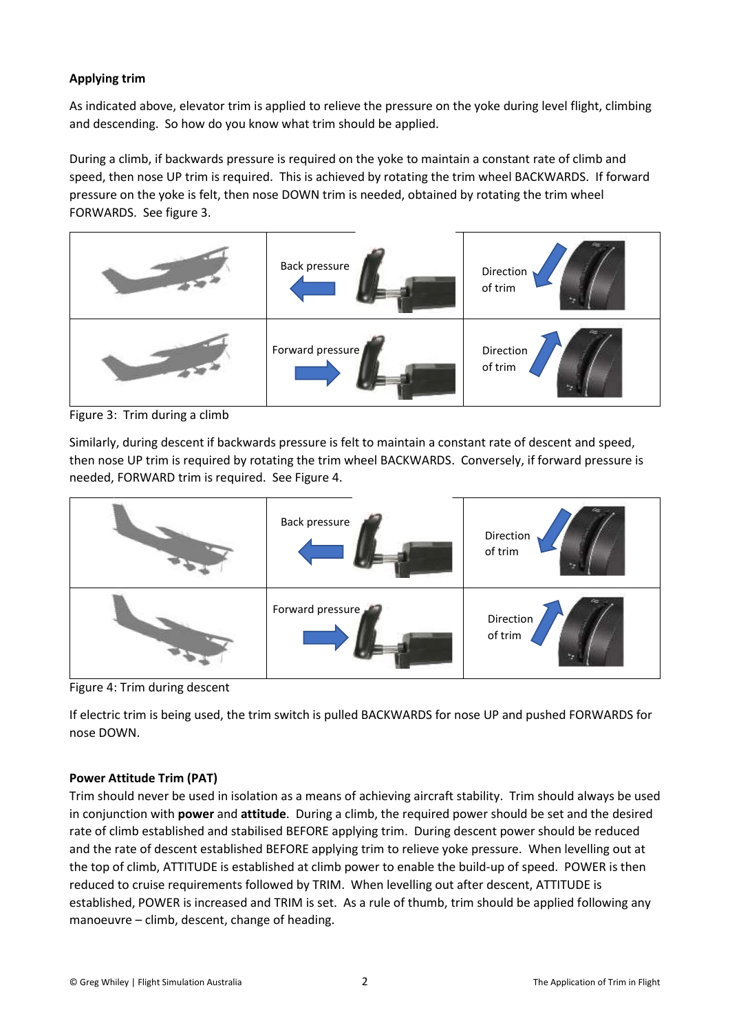**Applying trim**

As indicated above, elevator trim is applied to relieve the pressure on the yoke during level flight, climbing and descending. So how do you know what trim should be applied.

During a climb, if backwards pressure is required on the yoke to maintain a constant rate of climb and speed, then nose UP trim is required. This is achieved by rotating the trim wheel BACKWARDS. If forward pressure on the yoke is felt, then nose DOWN trim is needed, obtained by rotating the trim wheel FORWARDS. See figure 3.

Back pressure

Direction of trim

Forward pressure

Direction of trim

Figure 3: Trim during a climb

Similarly, during descent if backwards pressure is felt to maintain a constant rate of descent and speed, then nose UP trim is required by rotating the trim wheel BACKWARDS. Conversely, if forward pressure is needed, FORWARD trim is required. See Figure 4.

Back pressure

Direction of trim

Forward pressure

Direction of trim

Figure 4: Trim during descent

If electric trim is being used, the trim switch is pulled BACKWARDS for nose UP and pushed FORWARDS for nose DOWN.

**Power Attitude Trim (PAT)**

Trim should never be used in isolation as a means of achieving aircraft stability. Trim should always be used in conjunction with **power** and **attitude**. During a climb, the required power should be set and the desired rate of climb established and stabilised BEFORE applying trim. During descent power should be reduced and the rate of descent established BEFORE applying trim to relieve yoke pressure. When levelling out at the top of climb, ATTITUDE is established at climb power to enable the build-up of speed. POWER is then reduced to cruise requirements followed by TRIM. When levelling out after descent, ATTITUDE is established, POWER is increased and TRIM is set. As a rule of thumb, trim should be applied following any manoeuvre – climb, descent, change of heading.